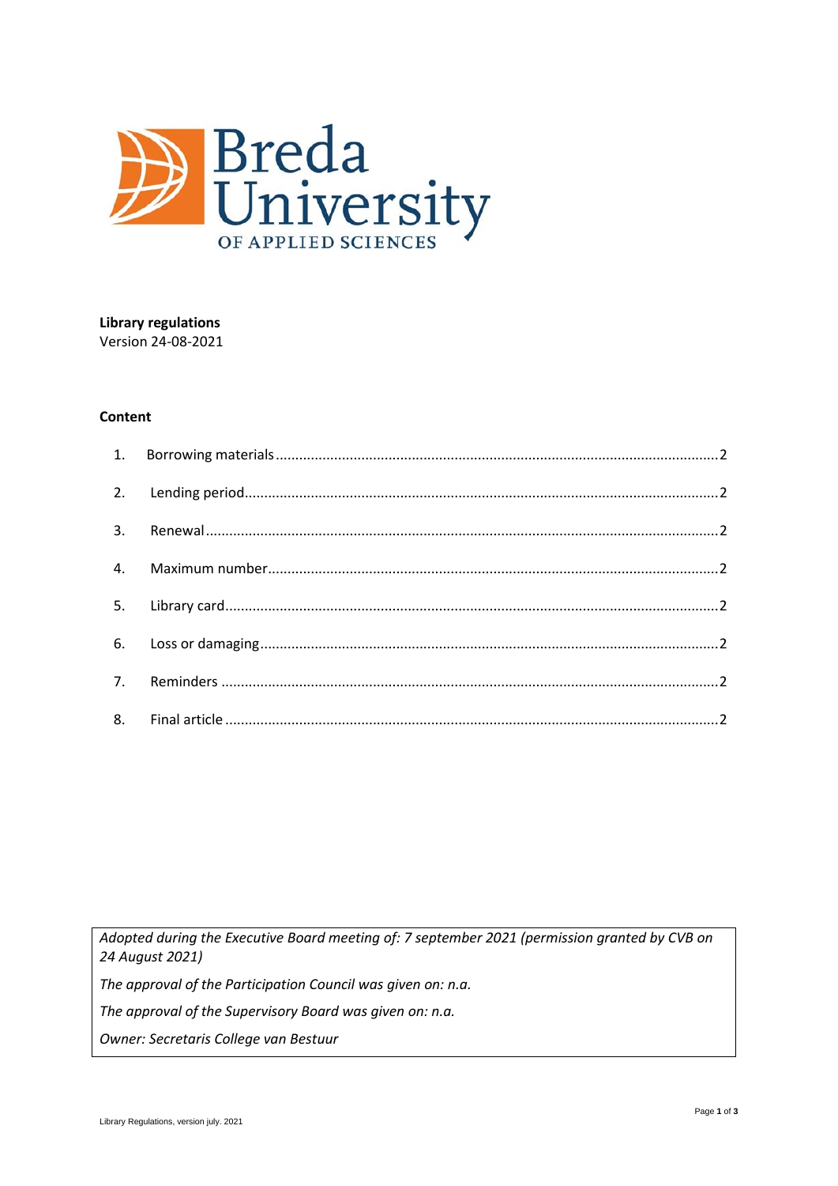**Library regulations**
Version 24-08-2021

**Content**

1. Borrowing materials ... 2
2. Lending period ... 2
3. Renewal ... 2
4. Maximum number ... 2
5. Library card ... 2
6. Loss or damaging ... 2
7. Reminders ... 2
8. Final article ... 2

*Adopted during the Executive Board meeting of: 7 september 2021 (permission granted by CVB on 24 August 2021)*

*The approval of the Participation Council was given on: n.a.*

*The approval of the Supervisory Board was given on: n.a.*

*Owner: Secretaris College van Bestuur*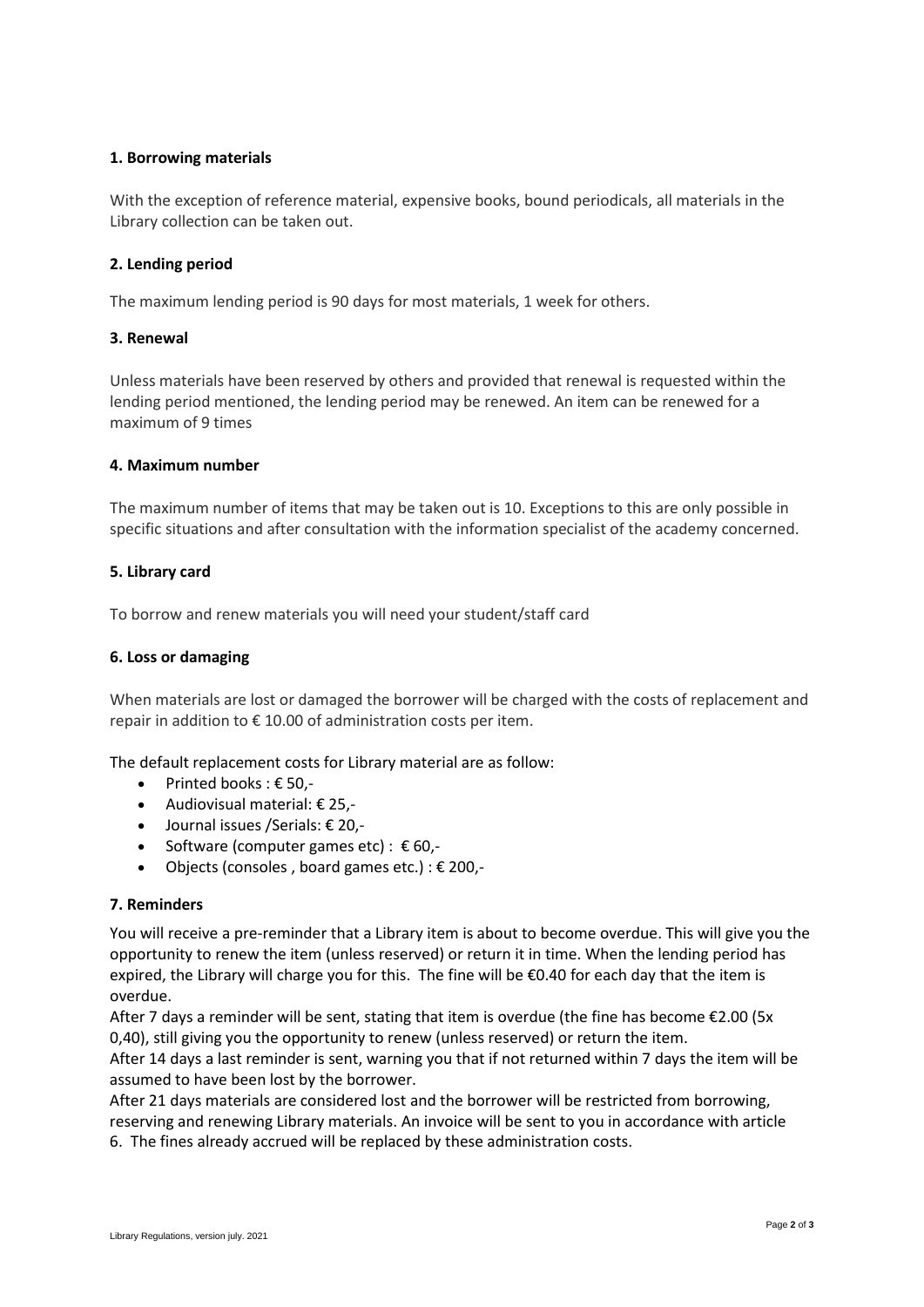**1. Borrowing materials**

With the exception of reference material, expensive books, bound periodicals, all materials in the Library collection can be taken out.

**2. Lending period**

The maximum lending period is 90 days for most materials, 1 week for others.

**3. Renewal**

Unless materials have been reserved by others and provided that renewal is requested within the lending period mentioned, the lending period may be renewed. An item can be renewed for a maximum of 9 times

**4. Maximum number**

The maximum number of items that may be taken out is 10. Exceptions to this are only possible in specific situations and after consultation with the information specialist of the academy concerned.

**5. Library card**

To borrow and renew materials you will need your student/staff card

**6. Loss or damaging**

When materials are lost or damaged the borrower will be charged with the costs of replacement and repair in addition to € 10.00 of administration costs per item.

The default replacement costs for Library material are as follow:

- Printed books : € 50,-
- Audiovisual material: € 25,-
- Journal issues /Serials: € 20,-
- Software (computer games etc) : € 60,-
- Objects (consoles , board games etc.) : € 200,-

**7. Reminders**

You will receive a pre-reminder that a Library item is about to become overdue. This will give you the opportunity to renew the item (unless reserved) or return it in time. When the lending period has expired, the Library will charge you for this. The fine will be €0.40 for each day that the item is overdue.

After 7 days a reminder will be sent, stating that item is overdue (the fine has become €2.00 (5x 0,40), still giving you the opportunity to renew (unless reserved) or return the item.

After 14 days a last reminder is sent, warning you that if not returned within 7 days the item will be assumed to have been lost by the borrower.

After 21 days materials are considered lost and the borrower will be restricted from borrowing, reserving and renewing Library materials. An invoice will be sent to you in accordance with article 6. The fines already accrued will be replaced by these administration costs.

Library Regulations, version july. 2021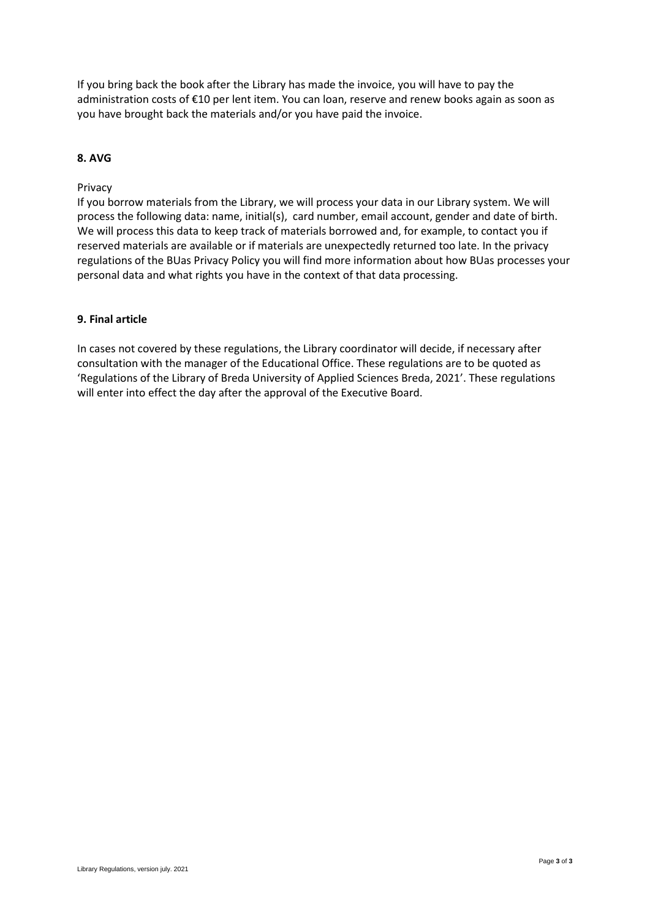If you bring back the book after the Library has made the invoice, you will have to pay the administration costs of €10 per lent item. You can loan, reserve and renew books again as soon as you have brought back the materials and/or you have paid the invoice.

**8. AVG**

Privacy

If you borrow materials from the Library, we will process your data in our Library system. We will process the following data: name, initial(s), card number, email account, gender and date of birth. We will process this data to keep track of materials borrowed and, for example, to contact you if reserved materials are available or if materials are unexpectedly returned too late. In the privacy regulations of the BUas Privacy Policy you will find more information about how BUas processes your personal data and what rights you have in the context of that data processing.

**9. Final article**

In cases not covered by these regulations, the Library coordinator will decide, if necessary after consultation with the manager of the Educational Office. These regulations are to be quoted as 'Regulations of the Library of Breda University of Applied Sciences Breda, 2021'. These regulations will enter into effect the day after the approval of the Executive Board.